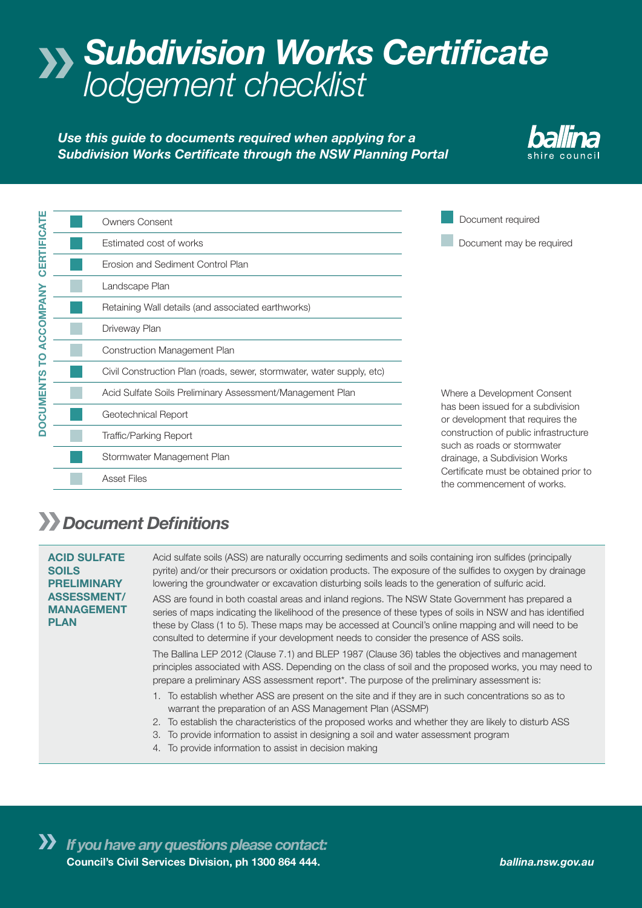# Subdivision Works Certificate *lodgement checklist*

***Use this guide to documents required when applying for a Subdivision Works Certificate through the NSW Planning Portal***

ballina shire council

## DOCUMENTS TO ACCOMPANY CERTIFICATE

| Status | Document |
| --- | --- |
| Document required | Owners Consent |
| Document required | Estimated cost of works |
| Document required | Erosion and Sediment Control Plan |
| Document may be required | Landscape Plan |
| Document required | Retaining Wall details (and associated earthworks) |
| Document may be required | Driveway Plan |
| Document may be required | Construction Management Plan |
| Document required | Civil Construction Plan (roads, sewer, stormwater, water supply, etc) |
| Document may be required | Acid Sulfate Soils Preliminary Assessment/Management Plan |
| Document required | Geotechnical Report |
| Document may be required | Traffic/Parking Report |
| Document required | Stormwater Management Plan |
| Document may be required | Asset Files |

Where a Development Consent has been issued for a subdivision or development that requires the construction of public infrastructure such as roads or stormwater drainage, a Subdivision Works Certificate must be obtained prior to the commencement of works.

## *Document Definitions*

**ACID SULFATE SOILS PRELIMINARY ASSESSMENT/ MANAGEMENT PLAN**

Acid sulfate soils (ASS) are naturally occurring sediments and soils containing iron sulfides (principally pyrite) and/or their precursors or oxidation products. The exposure of the sulfides to oxygen by drainage lowering the groundwater or excavation disturbing soils leads to the generation of sulfuric acid.

ASS are found in both coastal areas and inland regions. The NSW State Government has prepared a series of maps indicating the likelihood of the presence of these types of soils in NSW and has identified these by Class (1 to 5). These maps may be accessed at Council's online mapping and will need to be consulted to determine if your development needs to consider the presence of ASS soils.

The Ballina LEP 2012 (Clause 7.1) and BLEP 1987 (Clause 36) tables the objectives and management principles associated with ASS. Depending on the class of soil and the proposed works, you may need to prepare a preliminary ASS assessment report*. The purpose of the preliminary assessment is:

1. To establish whether ASS are present on the site and if they are in such concentrations so as to warrant the preparation of an ASS Management Plan (ASSMP)
2. To establish the characteristics of the proposed works and whether they are likely to disturb ASS
3. To provide information to assist in designing a soil and water assessment program
4. To provide information to assist in decision making

***If you have any questions please contact:***
**Council's Civil Services Division, ph 1300 864 444.**

***ballina.nsw.gov.au***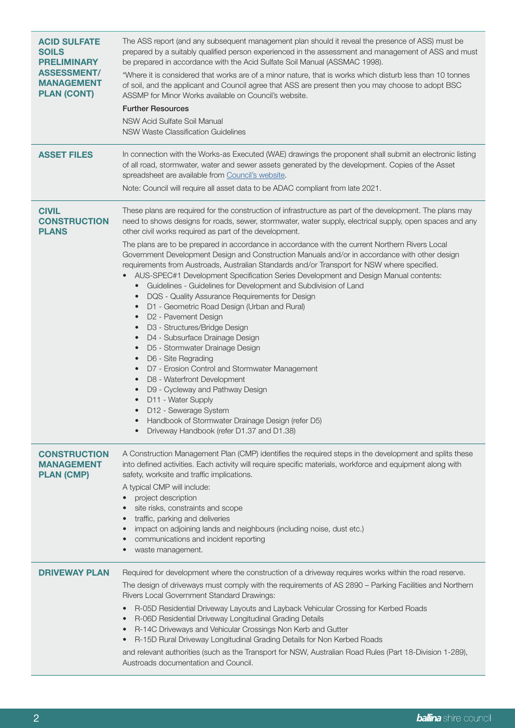| | |
|---|---|
| **ACID SULFATE SOILS PRELIMINARY ASSESSMENT/ MANAGEMENT PLAN (CONT)** | The ASS report (and any subsequent management plan should it reveal the presence of ASS) must be prepared by a suitably qualified person experienced in the assessment and management of ASS and must be prepared in accordance with the Acid Sulfate Soil Manual (ASSMAC 1998).<br><br>*Where it is considered that works are of a minor nature, that is works which disturb less than 10 tonnes of soil, and the applicant and Council agree that ASS are present then you may choose to adopt BSC ASSMP for Minor Works available on Council's website.<br><br>**Further Resources**<br><br>NSW Acid Sulfate Soil Manual<br>NSW Waste Classification Guidelines |
| **ASSET FILES** | In connection with the Works-as Executed (WAE) drawings the proponent shall submit an electronic listing of all road, stormwater, water and sewer assets generated by the development. Copies of the Asset spreadsheet are available from Council's website.<br><br>Note: Council will require all asset data to be ADAC compliant from late 2021. |
| **CIVIL CONSTRUCTION PLANS** | These plans are required for the construction of infrastructure as part of the development. The plans may need to shows designs for roads, sewer, stormwater, water supply, electrical supply, open spaces and any other civil works required as part of the development.<br><br>The plans are to be prepared in accordance in accordance with the current Northern Rivers Local Government Development Design and Construction Manuals and/or in accordance with other design requirements from Austroads, Australian Standards and/or Transport for NSW where specified.<br>• AUS-SPEC#1 Development Specification Series Development and Design Manual contents:<br>  • Guidelines - Guidelines for Development and Subdivision of Land<br>  • DQS - Quality Assurance Requirements for Design<br>  • D1 - Geometric Road Design (Urban and Rural)<br>  • D2 - Pavement Design<br>  • D3 - Structures/Bridge Design<br>  • D4 - Subsurface Drainage Design<br>  • D5 - Stormwater Drainage Design<br>  • D6 - Site Regrading<br>  • D7 - Erosion Control and Stormwater Management<br>  • D8 - Waterfront Development<br>  • D9 - Cycleway and Pathway Design<br>  • D11 - Water Supply<br>  • D12 - Sewerage System<br>  • Handbook of Stormwater Drainage Design (refer D5)<br>  • Driveway Handbook (refer D1.37 and D1.38) |
| **CONSTRUCTION MANAGEMENT PLAN (CMP)** | A Construction Management Plan (CMP) identifies the required steps in the development and splits these into defined activities. Each activity will require specific materials, workforce and equipment along with safety, worksite and traffic implications.<br><br>A typical CMP will include:<br>• project description<br>• site risks, constraints and scope<br>• traffic, parking and deliveries<br>• impact on adjoining lands and neighbours (including noise, dust etc.)<br>• communications and incident reporting<br>• waste management. |
| **DRIVEWAY PLAN** | Required for development where the construction of a driveway requires works within the road reserve.<br><br>The design of driveways must comply with the requirements of AS 2890 – Parking Facilities and Northern Rivers Local Government Standard Drawings:<br>• R-05D Residential Driveway Layouts and Layback Vehicular Crossing for Kerbed Roads<br>• R-06D Residential Driveway Longitudinal Grading Details<br>• R-14C Driveways and Vehicular Crossings Non Kerb and Gutter<br>• R-15D Rural Driveway Longitudinal Grading Details for Non Kerbed Roads<br><br>and relevant authorities (such as the Transport for NSW, Australian Road Rules (Part 18-Division 1-289), Austroads documentation and Council. |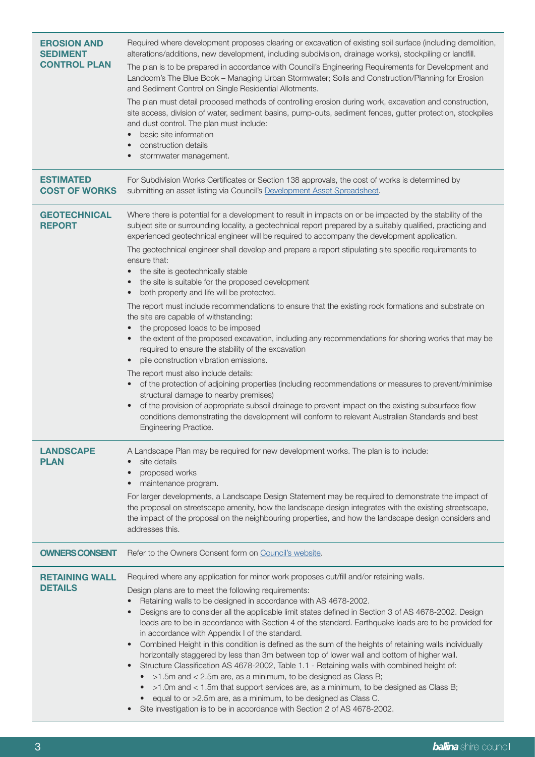| | |
|---|---|
| **EROSION AND SEDIMENT CONTROL PLAN** | Required where development proposes clearing or excavation of existing soil surface (including demolition, alterations/additions, new development, including subdivision, drainage works), stockpiling or landfill.<br><br>The plan is to be prepared in accordance with Council's Engineering Requirements for Development and Landcom's The Blue Book – Managing Urban Stormwater; Soils and Construction/Planning for Erosion and Sediment Control on Single Residential Allotments.<br><br>The plan must detail proposed methods of controlling erosion during work, excavation and construction, site access, division of water, sediment basins, pump-outs, sediment fences, gutter protection, stockpiles and dust control. The plan must include:<br>• basic site information<br>• construction details<br>• stormwater management. |
| **ESTIMATED COST OF WORKS** | For Subdivision Works Certificates or Section 138 approvals, the cost of works is determined by submitting an asset listing via Council's Development Asset Spreadsheet. |
| **GEOTECHNICAL REPORT** | Where there is potential for a development to result in impacts on or be impacted by the stability of the subject site or surrounding locality, a geotechnical report prepared by a suitably qualified, practicing and experienced geotechnical engineer will be required to accompany the development application.<br><br>The geotechnical engineer shall develop and prepare a report stipulating site specific requirements to ensure that:<br>• the site is geotechnically stable<br>• the site is suitable for the proposed development<br>• both property and life will be protected.<br><br>The report must include recommendations to ensure that the existing rock formations and substrate on the site are capable of withstanding:<br>• the proposed loads to be imposed<br>• the extent of the proposed excavation, including any recommendations for shoring works that may be required to ensure the stability of the excavation<br>• pile construction vibration emissions.<br><br>The report must also include details:<br>• of the protection of adjoining properties (including recommendations or measures to prevent/minimise structural damage to nearby premises)<br>• of the provision of appropriate subsoil drainage to prevent impact on the existing subsurface flow conditions demonstrating the development will conform to relevant Australian Standards and best Engineering Practice. |
| **LANDSCAPE PLAN** | A Landscape Plan may be required for new development works. The plan is to include:<br>• site details<br>• proposed works<br>• maintenance program.<br><br>For larger developments, a Landscape Design Statement may be required to demonstrate the impact of the proposal on streetscape amenity, how the landscape design integrates with the existing streetscape, the impact of the proposal on the neighbouring properties, and how the landscape design considers and addresses this. |
| **OWNERS CONSENT** | Refer to the Owners Consent form on Council's website. |
| **RETAINING WALL DETAILS** | Required where any application for minor work proposes cut/fill and/or retaining walls.<br><br>Design plans are to meet the following requirements:<br>• Retaining walls to be designed in accordance with AS 4678-2002.<br>• Designs are to consider all the applicable limit states defined in Section 3 of AS 4678-2002. Design loads are to be in accordance with Section 4 of the standard. Earthquake loads are to be provided for in accordance with Appendix I of the standard.<br>• Combined Height in this condition is defined as the sum of the heights of retaining walls individually horizontally staggered by less than 3m between top of lower wall and bottom of higher wall.<br>• Structure Classification AS 4678-2002, Table 1.1 - Retaining walls with combined height of:<br>&nbsp;&nbsp;• >1.5m and < 2.5m are, as a minimum, to be designed as Class B;<br>&nbsp;&nbsp;• >1.0m and < 1.5m that support services are, as a minimum, to be designed as Class B;<br>&nbsp;&nbsp;• equal to or >2.5m are, as a minimum, to be designed as Class C.<br>• Site investigation is to be in accordance with Section 2 of AS 4678-2002. |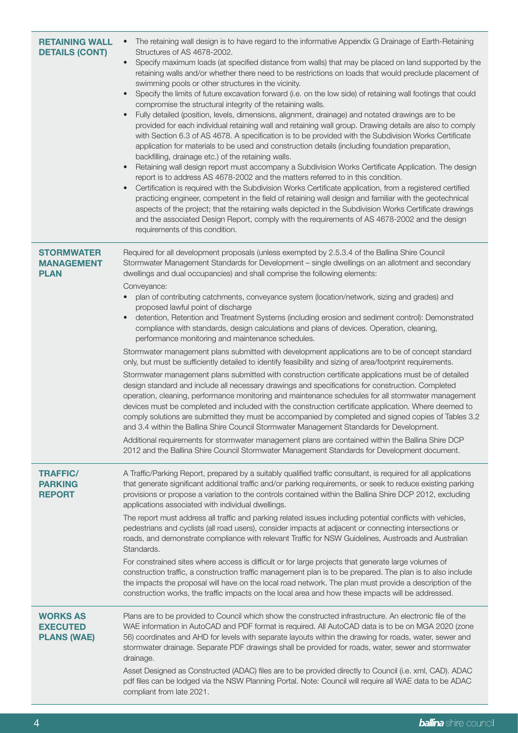| | |
|---|---|
| **RETAINING WALL DETAILS (CONT)** | • The retaining wall design is to have regard to the informative Appendix G Drainage of Earth-Retaining Structures of AS 4678-2002.<br>• Specify maximum loads (at specified distance from walls) that may be placed on land supported by the retaining walls and/or whether there need to be restrictions on loads that would preclude placement of swimming pools or other structures in the vicinity.<br>• Specify the limits of future excavation forward (i.e. on the low side) of retaining wall footings that could compromise the structural integrity of the retaining walls.<br>• Fully detailed (position, levels, dimensions, alignment, drainage) and notated drawings are to be provided for each individual retaining wall and retaining wall group. Drawing details are also to comply with Section 6.3 of AS 4678. A specification is to be provided with the Subdivision Works Certificate application for materials to be used and construction details (including foundation preparation, backfilling, drainage etc.) of the retaining walls.<br>• Retaining wall design report must accompany a Subdivision Works Certificate Application. The design report is to address AS 4678-2002 and the matters referred to in this condition.<br>• Certification is required with the Subdivision Works Certificate application, from a registered certified practicing engineer, competent in the field of retaining wall design and familiar with the geotechnical aspects of the project; that the retaining walls depicted in the Subdivision Works Certificate drawings and the associated Design Report, comply with the requirements of AS 4678-2002 and the design requirements of this condition. |
| **STORMWATER MANAGEMENT PLAN** | Required for all development proposals (unless exempted by 2.5.3.4 of the Ballina Shire Council Stormwater Management Standards for Development – single dwellings on an allotment and secondary dwellings and dual occupancies) and shall comprise the following elements:<br>Conveyance:<br>• plan of contributing catchments, conveyance system (location/network, sizing and grades) and proposed lawful point of discharge<br>• detention, Retention and Treatment Systems (including erosion and sediment control): Demonstrated compliance with standards, design calculations and plans of devices. Operation, cleaning, performance monitoring and maintenance schedules.<br>Stormwater management plans submitted with development applications are to be of concept standard only, but must be sufficiently detailed to identify feasibility and sizing of area/footprint requirements.<br>Stormwater management plans submitted with construction certificate applications must be of detailed design standard and include all necessary drawings and specifications for construction. Completed operation, cleaning, performance monitoring and maintenance schedules for all stormwater management devices must be completed and included with the construction certificate application. Where deemed to comply solutions are submitted they must be accompanied by completed and signed copies of Tables 3.2 and 3.4 within the Ballina Shire Council Stormwater Management Standards for Development.<br>Additional requirements for stormwater management plans are contained within the Ballina Shire DCP 2012 and the Ballina Shire Council Stormwater Management Standards for Development document. |
| **TRAFFIC/ PARKING REPORT** | A Traffic/Parking Report, prepared by a suitably qualified traffic consultant, is required for all applications that generate significant additional traffic and/or parking requirements, or seek to reduce existing parking provisions or propose a variation to the controls contained within the Ballina Shire DCP 2012, excluding applications associated with individual dwellings.<br>The report must address all traffic and parking related issues including potential conflicts with vehicles, pedestrians and cyclists (all road users), consider impacts at adjacent or connecting intersections or roads, and demonstrate compliance with relevant Traffic for NSW Guidelines, Austroads and Australian Standards.<br>For constrained sites where access is difficult or for large projects that generate large volumes of construction traffic, a construction traffic management plan is to be prepared. The plan is to also include the impacts the proposal will have on the local road network. The plan must provide a description of the construction works, the traffic impacts on the local area and how these impacts will be addressed. |
| **WORKS AS EXECUTED PLANS (WAE)** | Plans are to be provided to Council which show the constructed infrastructure. An electronic file of the WAE information in AutoCAD and PDF format is required. All AutoCAD data is to be on MGA 2020 (zone 56) coordinates and AHD for levels with separate layouts within the drawing for roads, water, sewer and stormwater drainage. Separate PDF drawings shall be provided for roads, water, sewer and stormwater drainage.<br>Asset Designed as Constructed (ADAC) files are to be provided directly to Council (i.e. xml, CAD). ADAC pdf files can be lodged via the NSW Planning Portal. Note: Council will require all WAE data to be ADAC compliant from late 2021. |